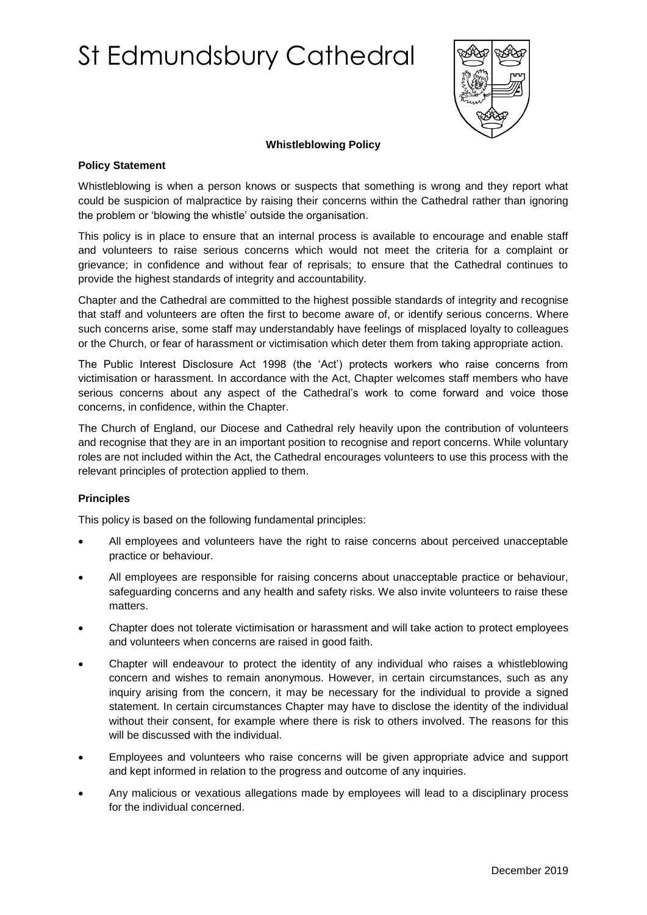# St Edmundsbury Cathedral

**Whistleblowing Policy**

**Policy Statement**

Whistleblowing is when a person knows or suspects that something is wrong and they report what could be suspicion of malpractice by raising their concerns within the Cathedral rather than ignoring the problem or 'blowing the whistle' outside the organisation.

This policy is in place to ensure that an internal process is available to encourage and enable staff and volunteers to raise serious concerns which would not meet the criteria for a complaint or grievance; in confidence and without fear of reprisals; to ensure that the Cathedral continues to provide the highest standards of integrity and accountability.

Chapter and the Cathedral are committed to the highest possible standards of integrity and recognise that staff and volunteers are often the first to become aware of, or identify serious concerns. Where such concerns arise, some staff may understandably have feelings of misplaced loyalty to colleagues or the Church, or fear of harassment or victimisation which deter them from taking appropriate action.

The Public Interest Disclosure Act 1998 (the 'Act') protects workers who raise concerns from victimisation or harassment. In accordance with the Act, Chapter welcomes staff members who have serious concerns about any aspect of the Cathedral's work to come forward and voice those concerns, in confidence, within the Chapter.

The Church of England, our Diocese and Cathedral rely heavily upon the contribution of volunteers and recognise that they are in an important position to recognise and report concerns. While voluntary roles are not included within the Act, the Cathedral encourages volunteers to use this process with the relevant principles of protection applied to them.

**Principles**

This policy is based on the following fundamental principles:

- All employees and volunteers have the right to raise concerns about perceived unacceptable practice or behaviour.
- All employees are responsible for raising concerns about unacceptable practice or behaviour, safeguarding concerns and any health and safety risks. We also invite volunteers to raise these matters.
- Chapter does not tolerate victimisation or harassment and will take action to protect employees and volunteers when concerns are raised in good faith.
- Chapter will endeavour to protect the identity of any individual who raises a whistleblowing concern and wishes to remain anonymous. However, in certain circumstances, such as any inquiry arising from the concern, it may be necessary for the individual to provide a signed statement. In certain circumstances Chapter may have to disclose the identity of the individual without their consent, for example where there is risk to others involved. The reasons for this will be discussed with the individual.
- Employees and volunteers who raise concerns will be given appropriate advice and support and kept informed in relation to the progress and outcome of any inquiries.
- Any malicious or vexatious allegations made by employees will lead to a disciplinary process for the individual concerned.

December 2019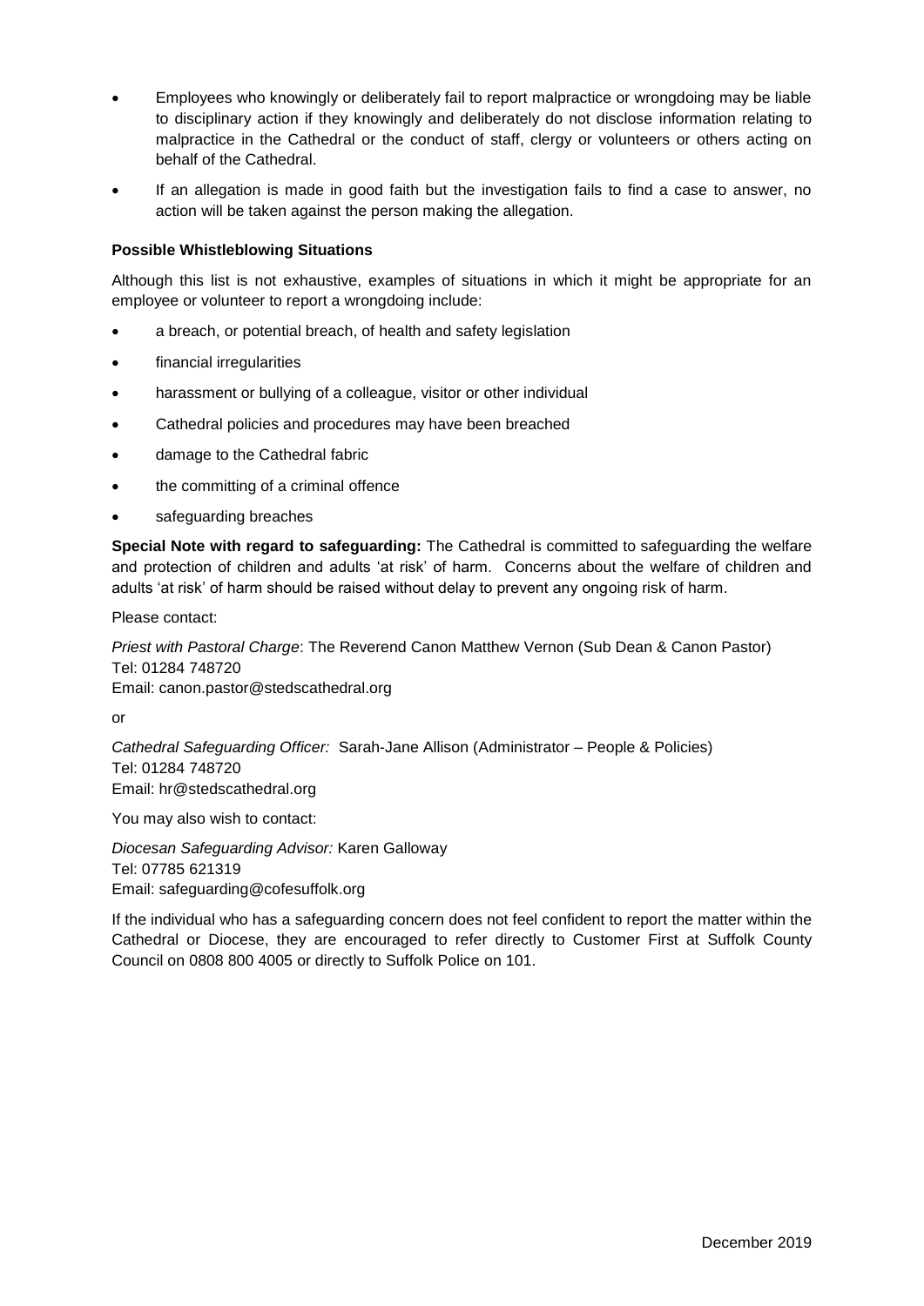- Employees who knowingly or deliberately fail to report malpractice or wrongdoing may be liable to disciplinary action if they knowingly and deliberately do not disclose information relating to malpractice in the Cathedral or the conduct of staff, clergy or volunteers or others acting on behalf of the Cathedral.
- If an allegation is made in good faith but the investigation fails to find a case to answer, no action will be taken against the person making the allegation.

**Possible Whistleblowing Situations**

Although this list is not exhaustive, examples of situations in which it might be appropriate for an employee or volunteer to report a wrongdoing include:

- a breach, or potential breach, of health and safety legislation
- financial irregularities
- harassment or bullying of a colleague, visitor or other individual
- Cathedral policies and procedures may have been breached
- damage to the Cathedral fabric
- the committing of a criminal offence
- safeguarding breaches

**Special Note with regard to safeguarding:** The Cathedral is committed to safeguarding the welfare and protection of children and adults 'at risk' of harm. Concerns about the welfare of children and adults 'at risk' of harm should be raised without delay to prevent any ongoing risk of harm.

Please contact:

*Priest with Pastoral Charge*: The Reverend Canon Matthew Vernon (Sub Dean & Canon Pastor)
Tel: 01284 748720
Email: canon.pastor@stedscathedral.org

or

*Cathedral Safeguarding Officer:* Sarah-Jane Allison (Administrator – People & Policies)
Tel: 01284 748720
Email: hr@stedscathedral.org

You may also wish to contact:

*Diocesan Safeguarding Advisor:* Karen Galloway
Tel: 07785 621319
Email: safeguarding@cofesuffolk.org

If the individual who has a safeguarding concern does not feel confident to report the matter within the Cathedral or Diocese, they are encouraged to refer directly to Customer First at Suffolk County Council on 0808 800 4005 or directly to Suffolk Police on 101.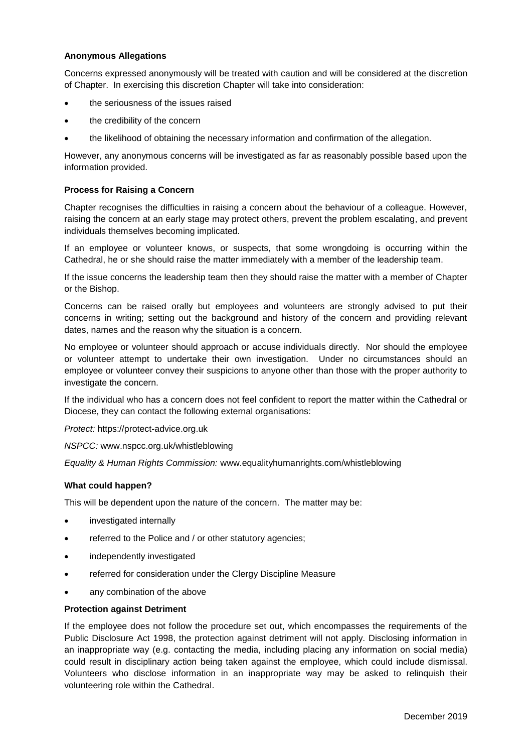**Anonymous Allegations**

Concerns expressed anonymously will be treated with caution and will be considered at the discretion of Chapter. In exercising this discretion Chapter will take into consideration:

- the seriousness of the issues raised
- the credibility of the concern
- the likelihood of obtaining the necessary information and confirmation of the allegation.

However, any anonymous concerns will be investigated as far as reasonably possible based upon the information provided.

**Process for Raising a Concern**

Chapter recognises the difficulties in raising a concern about the behaviour of a colleague. However, raising the concern at an early stage may protect others, prevent the problem escalating, and prevent individuals themselves becoming implicated.

If an employee or volunteer knows, or suspects, that some wrongdoing is occurring within the Cathedral, he or she should raise the matter immediately with a member of the leadership team.

If the issue concerns the leadership team then they should raise the matter with a member of Chapter or the Bishop.

Concerns can be raised orally but employees and volunteers are strongly advised to put their concerns in writing; setting out the background and history of the concern and providing relevant dates, names and the reason why the situation is a concern.

No employee or volunteer should approach or accuse individuals directly. Nor should the employee or volunteer attempt to undertake their own investigation. Under no circumstances should an employee or volunteer convey their suspicions to anyone other than those with the proper authority to investigate the concern.

If the individual who has a concern does not feel confident to report the matter within the Cathedral or Diocese, they can contact the following external organisations:

*Protect:* https://protect-advice.org.uk

*NSPCC:* www.nspcc.org.uk/whistleblowing

*Equality & Human Rights Commission:* www.equalityhumanrights.com/whistleblowing

**What could happen?**

This will be dependent upon the nature of the concern. The matter may be:

- investigated internally
- referred to the Police and / or other statutory agencies;
- independently investigated
- referred for consideration under the Clergy Discipline Measure
- any combination of the above

**Protection against Detriment**

If the employee does not follow the procedure set out, which encompasses the requirements of the Public Disclosure Act 1998, the protection against detriment will not apply. Disclosing information in an inappropriate way (e.g. contacting the media, including placing any information on social media) could result in disciplinary action being taken against the employee, which could include dismissal. Volunteers who disclose information in an inappropriate way may be asked to relinquish their volunteering role within the Cathedral.

December 2019